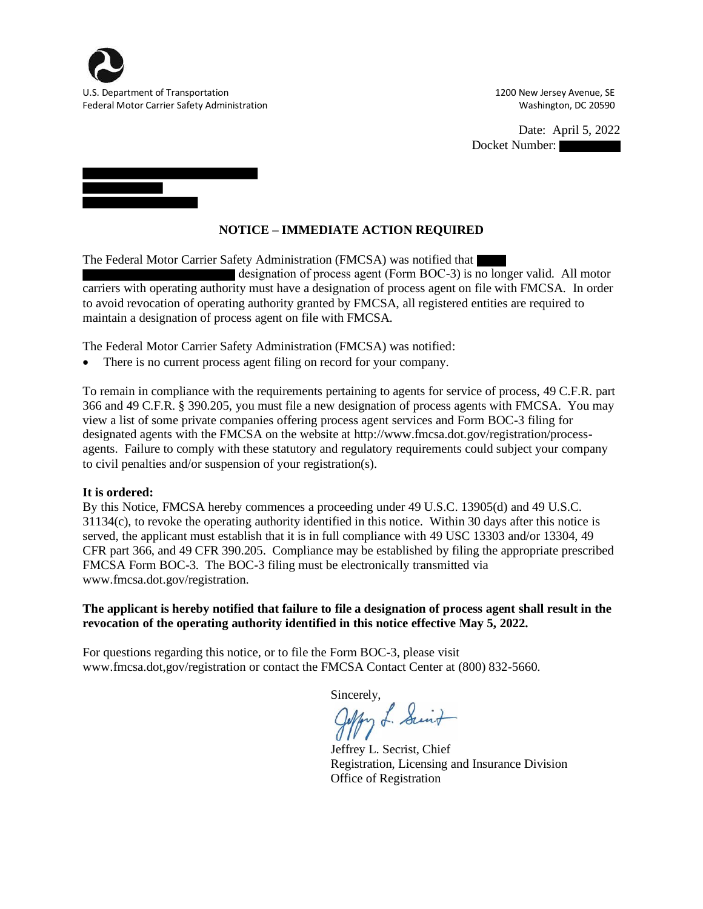U.S. Department of Transportation
Federal Motor Carrier Safety Administration

1200 New Jersey Avenue, SE
Washington, DC 20590

Date: April 5, 2022
Docket Number: [REDACTED]

[REDACTED]
[REDACTED]
[REDACTED]

## NOTICE – IMMEDIATE ACTION REQUIRED

The Federal Motor Carrier Safety Administration (FMCSA) was notified that [REDACTED] [REDACTED] designation of process agent (Form BOC-3) is no longer valid. All motor carriers with operating authority must have a designation of process agent on file with FMCSA. In order to avoid revocation of operating authority granted by FMCSA, all registered entities are required to maintain a designation of process agent on file with FMCSA.

The Federal Motor Carrier Safety Administration (FMCSA) was notified:

- There is no current process agent filing on record for your company.

To remain in compliance with the requirements pertaining to agents for service of process, 49 C.F.R. part 366 and 49 C.F.R. § 390.205, you must file a new designation of process agents with FMCSA. You may view a list of some private companies offering process agent services and Form BOC-3 filing for designated agents with the FMCSA on the website at http://www.fmcsa.dot.gov/registration/process-agents. Failure to comply with these statutory and regulatory requirements could subject your company to civil penalties and/or suspension of your registration(s).

**It is ordered:**
By this Notice, FMCSA hereby commences a proceeding under 49 U.S.C. 13905(d) and 49 U.S.C. 31134(c), to revoke the operating authority identified in this notice. Within 30 days after this notice is served, the applicant must establish that it is in full compliance with 49 USC 13303 and/or 13304, 49 CFR part 366, and 49 CFR 390.205. Compliance may be established by filing the appropriate prescribed FMCSA Form BOC-3. The BOC-3 filing must be electronically transmitted via www.fmcsa.dot.gov/registration.

**The applicant is hereby notified that failure to file a designation of process agent shall result in the revocation of the operating authority identified in this notice effective May 5, 2022.**

For questions regarding this notice, or to file the Form BOC-3, please visit www.fmcsa.dot,gov/registration or contact the FMCSA Contact Center at (800) 832-5660.

Sincerely,

Jeffrey L. Secrist, Chief
Registration, Licensing and Insurance Division
Office of Registration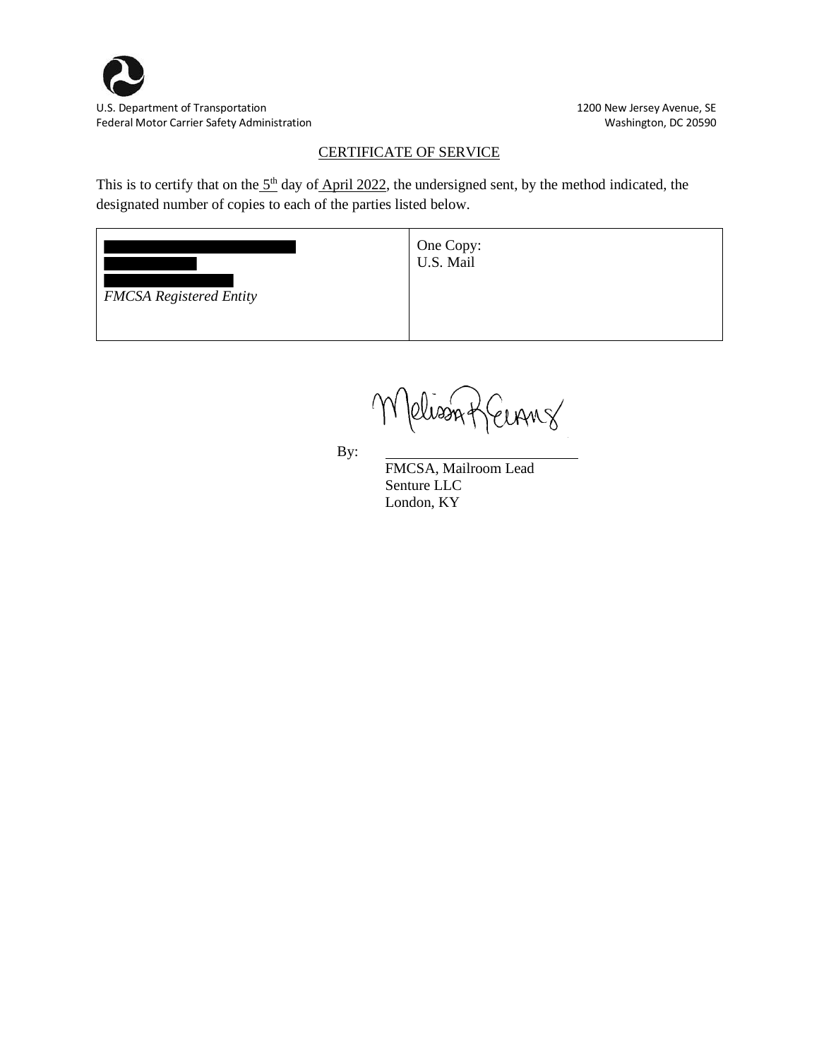U.S. Department of Transportation
Federal Motor Carrier Safety Administration

1200 New Jersey Avenue, SE
Washington, DC 20590

## CERTIFICATE OF SERVICE

This is to certify that on the 5th day of April 2022, the undersigned sent, by the method indicated, the designated number of copies to each of the parties listed below.

| | |
|---|---|
| *FMCSA Registered Entity* | One Copy:<br>U.S. Mail |

By: Melissa R Evans

FMCSA, Mailroom Lead
Senture LLC
London, KY